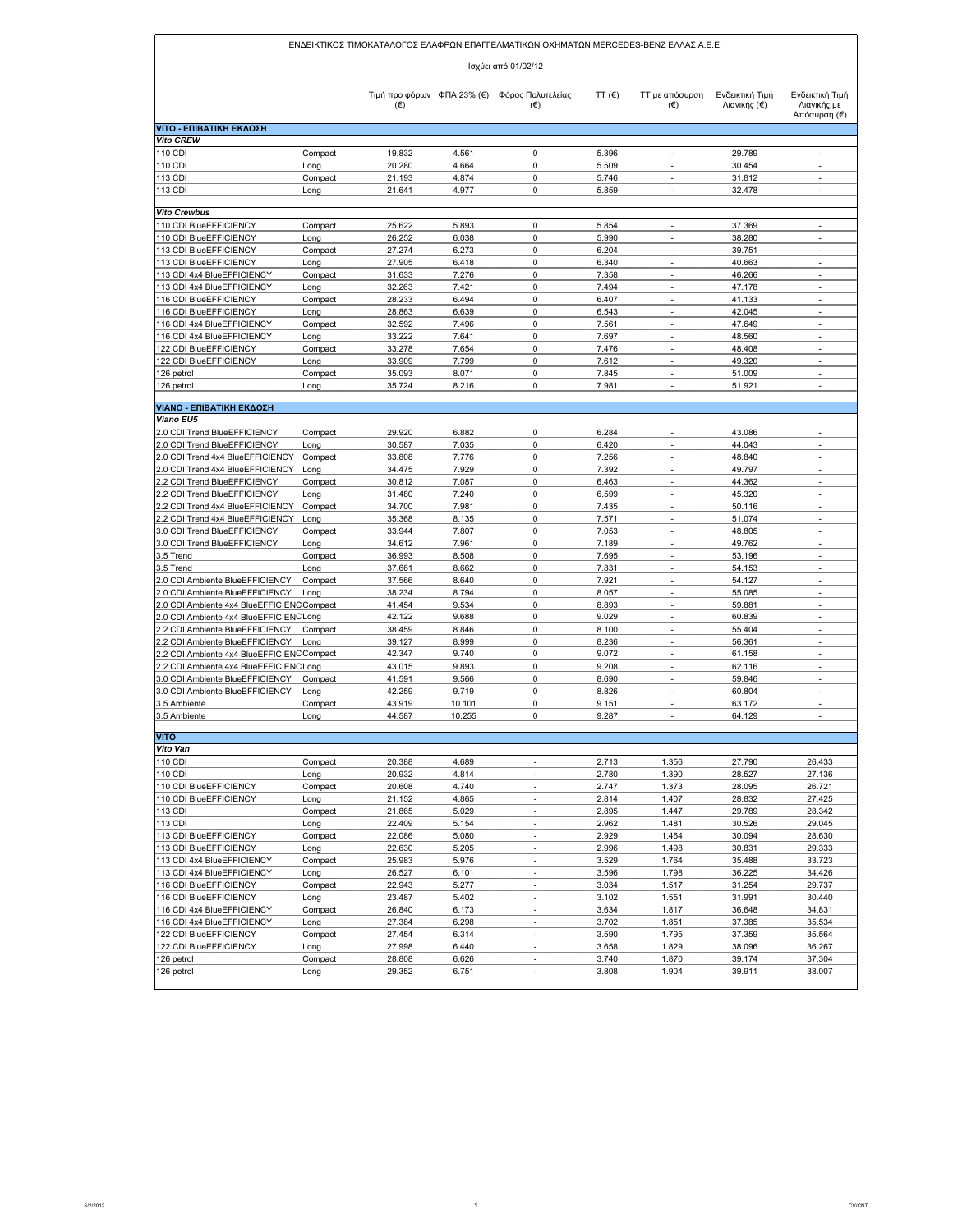ΕΝΔΕΙΚΤΙΚΟΣ ΤΙΜΟΚΑΤΑΛΟΓΟΣ ΕΛΑΦΡΩΝ ΕΠΑΓΓΕΛΜΑΤΙΚΩΝ ΟΧΗΜΑΤΩΝ MERCEDES-BENZ ΕΛΛΑΣ Α.Ε.Ε.

Ισχύει από 01/02/12

| | | Τιμή προ φόρων (€) | ΦΠΑ 23% (€) | Φόρος Πολυτελείας (€) | ΤΤ (€) | ΤΤ με απόσυρση (€) | Ενδεικτική Τιμή Λιανικής (€) | Ενδεικτική Τιμή Λιανικής με Απόσυρση (€) |
|---|---|---|---|---|---|---|---|---|
| **VITO - ΕΠΙΒΑΤΙΚΗ ΕΚΔΟΣΗ** | | | | | | | | |
| ***Vito CREW*** | | | | | | | | |
| 110 CDI | Compact | 19.832 | 4.561 | 0 | 5.396 | - | 29.789 | - |
| 110 CDI | Long | 20.280 | 4.664 | 0 | 5.509 | - | 30.454 | - |
| 113 CDI | Compact | 21.193 | 4.874 | 0 | 5.746 | - | 31.812 | - |
| 113 CDI | Long | 21.641 | 4.977 | 0 | 5.859 | - | 32.478 | - |
| ***Vito Crewbus*** | | | | | | | | |
| 110 CDI BlueEFFICIENCY | Compact | 25.622 | 5.893 | 0 | 5.854 | - | 37.369 | - |
| 110 CDI BlueEFFICIENCY | Long | 26.252 | 6.038 | 0 | 5.990 | - | 38.280 | - |
| 113 CDI BlueEFFICIENCY | Compact | 27.274 | 6.273 | 0 | 6.204 | - | 39.751 | - |
| 113 CDI BlueEFFICIENCY | Long | 27.905 | 6.418 | 0 | 6.340 | - | 40.663 | - |
| 113 CDI 4x4 BlueEFFICIENCY | Compact | 31.633 | 7.276 | 0 | 7.358 | - | 46.266 | - |
| 113 CDI 4x4 BlueEFFICIENCY | Long | 32.263 | 7.421 | 0 | 7.494 | - | 47.178 | - |
| 116 CDI BlueEFFICIENCY | Compact | 28.233 | 6.494 | 0 | 6.407 | - | 41.133 | - |
| 116 CDI BlueEFFICIENCY | Long | 28.863 | 6.639 | 0 | 6.543 | - | 42.045 | - |
| 116 CDI 4x4 BlueEFFICIENCY | Compact | 32.592 | 7.496 | 0 | 7.561 | - | 47.649 | - |
| 116 CDI 4x4 BlueEFFICIENCY | Long | 33.222 | 7.641 | 0 | 7.697 | - | 48.560 | - |
| 122 CDI BlueEFFICIENCY | Compact | 33.278 | 7.654 | 0 | 7.476 | - | 48.408 | - |
| 122 CDI BlueEFFICIENCY | Long | 33.909 | 7.799 | 0 | 7.612 | - | 49.320 | - |
| 126 petrol | Compact | 35.093 | 8.071 | 0 | 7.845 | - | 51.009 | - |
| 126 petrol | Long | 35.724 | 8.216 | 0 | 7.981 | - | 51.921 | - |
| **VIANO - ΕΠΙΒΑΤΙΚΗ ΕΚΔΟΣΗ** | | | | | | | | |
| ***Viano EU5*** | | | | | | | | |
| 2.0 CDI Trend BlueEFFICIENCY | Compact | 29.920 | 6.882 | 0 | 6.284 | - | 43.086 | - |
| 2.0 CDI Trend BlueEFFICIENCY | Long | 30.587 | 7.035 | 0 | 6.420 | - | 44.043 | - |
| 2.0 CDI Trend 4x4 BlueEFFICIENCY | Compact | 33.808 | 7.776 | 0 | 7.256 | - | 48.840 | - |
| 2.0 CDI Trend 4x4 BlueEFFICIENCY | Long | 34.475 | 7.929 | 0 | 7.392 | - | 49.797 | - |
| 2.2 CDI Trend BlueEFFICIENCY | Compact | 30.812 | 7.087 | 0 | 6.463 | - | 44.362 | - |
| 2.2 CDI Trend BlueEFFICIENCY | Long | 31.480 | 7.240 | 0 | 6.599 | - | 45.320 | - |
| 2.2 CDI Trend 4x4 BlueEFFICIENCY | Compact | 34.700 | 7.981 | 0 | 7.435 | - | 50.116 | - |
| 2.2 CDI Trend 4x4 BlueEFFICIENCY | Long | 35.368 | 8.135 | 0 | 7.571 | - | 51.074 | - |
| 3.0 CDI Trend BlueEFFICIENCY | Compact | 33.944 | 7.807 | 0 | 7.053 | - | 48.805 | - |
| 3.0 CDI Trend BlueEFFICIENCY | Long | 34.612 | 7.961 | 0 | 7.189 | - | 49.762 | - |
| 3.5 Trend | Compact | 36.993 | 8.508 | 0 | 7.695 | - | 53.196 | - |
| 3.5 Trend | Long | 37.661 | 8.662 | 0 | 7.831 | - | 54.153 | - |
| 2.0 CDI Ambiente BlueEFFICIENCY | Compact | 37.566 | 8.640 | 0 | 7.921 | - | 54.127 | - |
| 2.0 CDI Ambiente BlueEFFICIENCY | Long | 38.234 | 8.794 | 0 | 8.057 | - | 55.085 | - |
| 2.0 CDI Ambiente 4x4 BlueEFFICIENC | Compact | 41.454 | 9.534 | 0 | 8.893 | - | 59.881 | - |
| 2.0 CDI Ambiente 4x4 BlueEFFICIENC | Long | 42.122 | 9.688 | 0 | 9.029 | - | 60.839 | - |
| 2.2 CDI Ambiente BlueEFFICIENCY | Compact | 38.459 | 8.846 | 0 | 8.100 | - | 55.404 | - |
| 2.2 CDI Ambiente BlueEFFICIENCY | Long | 39.127 | 8.999 | 0 | 8.236 | - | 56.361 | - |
| 2.2 CDI Ambiente 4x4 BlueEFFICIENC | Compact | 42.347 | 9.740 | 0 | 9.072 | - | 61.158 | - |
| 2.2 CDI Ambiente 4x4 BlueEFFICIENC | Long | 43.015 | 9.893 | 0 | 9.208 | - | 62.116 | - |
| 3.0 CDI Ambiente BlueEFFICIENCY | Compact | 41.591 | 9.566 | 0 | 8.690 | - | 59.846 | - |
| 3.0 CDI Ambiente BlueEFFICIENCY | Long | 42.259 | 9.719 | 0 | 8.826 | - | 60.804 | - |
| 3.5 Ambiente | Compact | 43.919 | 10.101 | 0 | 9.151 | - | 63.172 | - |
| 3.5 Ambiente | Long | 44.587 | 10.255 | 0 | 9.287 | - | 64.129 | - |
| **VITO** | | | | | | | | |
| ***Vito Van*** | | | | | | | | |
| 110 CDI | Compact | 20.388 | 4.689 | - | 2.713 | 1.356 | 27.790 | 26.433 |
| 110 CDI | Long | 20.932 | 4.814 | - | 2.780 | 1.390 | 28.527 | 27.136 |
| 110 CDI BlueEFFICIENCY | Compact | 20.608 | 4.740 | - | 2.747 | 1.373 | 28.095 | 26.721 |
| 110 CDI BlueEFFICIENCY | Long | 21.152 | 4.865 | - | 2.814 | 1.407 | 28.832 | 27.425 |
| 113 CDI | Compact | 21.865 | 5.029 | - | 2.895 | 1.447 | 29.789 | 28.342 |
| 113 CDI | Long | 22.409 | 5.154 | - | 2.962 | 1.481 | 30.526 | 29.045 |
| 113 CDI BlueEFFICIENCY | Compact | 22.086 | 5.080 | - | 2.929 | 1.464 | 30.094 | 28.630 |
| 113 CDI BlueEFFICIENCY | Long | 22.630 | 5.205 | - | 2.996 | 1.498 | 30.831 | 29.333 |
| 113 CDI 4x4 BlueEFFICIENCY | Compact | 25.983 | 5.976 | - | 3.529 | 1.764 | 35.488 | 33.723 |
| 113 CDI 4x4 BlueEFFICIENCY | Long | 26.527 | 6.101 | - | 3.596 | 1.798 | 36.225 | 34.426 |
| 116 CDI BlueEFFICIENCY | Compact | 22.943 | 5.277 | - | 3.034 | 1.517 | 31.254 | 29.737 |
| 116 CDI BlueEFFICIENCY | Long | 23.487 | 5.402 | - | 3.102 | 1.551 | 31.991 | 30.440 |
| 116 CDI 4x4 BlueEFFICIENCY | Compact | 26.840 | 6.173 | - | 3.634 | 1.817 | 36.648 | 34.831 |
| 116 CDI 4x4 BlueEFFICIENCY | Long | 27.384 | 6.298 | - | 3.702 | 1.851 | 37.385 | 35.534 |
| 122 CDI BlueEFFICIENCY | Compact | 27.454 | 6.314 | - | 3.590 | 1.795 | 37.359 | 35.564 |
| 122 CDI BlueEFFICIENCY | Long | 27.998 | 6.440 | - | 3.658 | 1.829 | 38.096 | 36.267 |
| 126 petrol | Compact | 28.808 | 6.626 | - | 3.740 | 1.870 | 39.174 | 37.304 |
| 126 petrol | Long | 29.352 | 6.751 | - | 3.808 | 1.904 | 39.911 | 38.007 |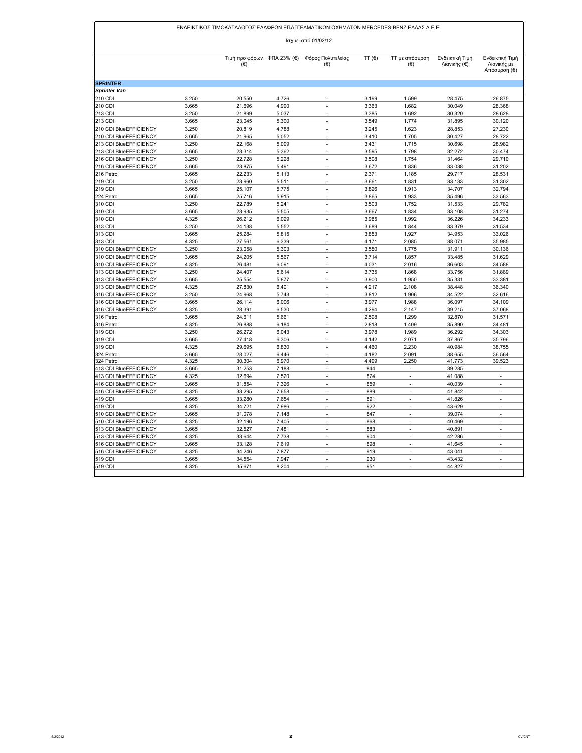ΕΝΔΕΙΚΤΙΚΟΣ ΤΙΜΟΚΑΤΑΛΟΓΟΣ ΕΛΑΦΡΩΝ ΕΠΑΓΓΕΛΜΑΤΙΚΩΝ ΟΧΗΜΑΤΩΝ MERCEDES-BENZ ΕΛΛΑΣ Α.Ε.Ε.

Ισχύει από 01/02/12

| | | Τιμή προ φόρων (€) | ΦΠΑ 23% (€) | Φόρος Πολυτελείας (€) | ΤΤ (€) | ΤΤ με απόσυρση (€) | Ενδεικτική Τιμή Λιανικής (€) | Ενδεικτική Τιμή Λιανικής με Απόσυρση (€) |
|---|---|---|---|---|---|---|---|---|
| **SPRINTER** | | | | | | | | |
| ***Sprinter Van*** | | | | | | | | |
| 210 CDI | 3.250 | 20.550 | 4.726 | - | 3.199 | 1.599 | 28.475 | 26.875 |
| 210 CDI | 3.665 | 21.696 | 4.990 | - | 3.363 | 1.682 | 30.049 | 28.368 |
| 213 CDI | 3.250 | 21.899 | 5.037 | - | 3.385 | 1.692 | 30.320 | 28.628 |
| 213 CDI | 3.665 | 23.045 | 5.300 | - | 3.549 | 1.774 | 31.895 | 30.120 |
| 210 CDI BlueEFFICIENCY | 3.250 | 20.819 | 4.788 | - | 3.245 | 1.623 | 28.853 | 27.230 |
| 210 CDI BlueEFFICIENCY | 3.665 | 21.965 | 5.052 | - | 3.410 | 1.705 | 30.427 | 28.722 |
| 213 CDI BlueEFFICIENCY | 3.250 | 22.168 | 5.099 | - | 3.431 | 1.715 | 30.698 | 28.982 |
| 213 CDI BlueEFFICIENCY | 3.665 | 23.314 | 5.362 | - | 3.595 | 1.798 | 32.272 | 30.474 |
| 216 CDI BlueEFFICIENCY | 3.250 | 22.728 | 5.228 | - | 3.508 | 1.754 | 31.464 | 29.710 |
| 216 CDI BlueEFFICIENCY | 3.665 | 23.875 | 5.491 | - | 3.672 | 1.836 | 33.038 | 31.202 |
| 216 Petrol | 3.665 | 22.233 | 5.113 | - | 2.371 | 1.185 | 29.717 | 28.531 |
| 219 CDI | 3.250 | 23.960 | 5.511 | - | 3.661 | 1.831 | 33.133 | 31.302 |
| 219 CDI | 3.665 | 25.107 | 5.775 | - | 3.826 | 1.913 | 34.707 | 32.794 |
| 224 Petrol | 3.665 | 25.716 | 5.915 | - | 3.865 | 1.933 | 35.496 | 33.563 |
| 310 CDI | 3.250 | 22.789 | 5.241 | - | 3.503 | 1.752 | 31.533 | 29.782 |
| 310 CDI | 3.665 | 23.935 | 5.505 | - | 3.667 | 1.834 | 33.108 | 31.274 |
| 310 CDI | 4.325 | 26.212 | 6.029 | - | 3.985 | 1.992 | 36.226 | 34.233 |
| 313 CDI | 3.250 | 24.138 | 5.552 | - | 3.689 | 1.844 | 33.379 | 31.534 |
| 313 CDI | 3.665 | 25.284 | 5.815 | - | 3.853 | 1.927 | 34.953 | 33.026 |
| 313 CDI | 4.325 | 27.561 | 6.339 | - | 4.171 | 2.085 | 38.071 | 35.985 |
| 310 CDI BlueEFFICIENCY | 3.250 | 23.058 | 5.303 | - | 3.550 | 1.775 | 31.911 | 30.136 |
| 310 CDI BlueEFFICIENCY | 3.665 | 24.205 | 5.567 | - | 3.714 | 1.857 | 33.485 | 31.629 |
| 310 CDI BlueEFFICIENCY | 4.325 | 26.481 | 6.091 | - | 4.031 | 2.016 | 36.603 | 34.588 |
| 313 CDI BlueEFFICIENCY | 3.250 | 24.407 | 5.614 | - | 3.735 | 1.868 | 33.756 | 31.889 |
| 313 CDI BlueEFFICIENCY | 3.665 | 25.554 | 5.877 | - | 3.900 | 1.950 | 35.331 | 33.381 |
| 313 CDI BlueEFFICIENCY | 4.325 | 27.830 | 6.401 | - | 4.217 | 2.108 | 38.448 | 36.340 |
| 316 CDI BlueEFFICIENCY | 3.250 | 24.968 | 5.743 | - | 3.812 | 1.906 | 34.522 | 32.616 |
| 316 CDI BlueEFFICIENCY | 3.665 | 26.114 | 6.006 | - | 3.977 | 1.988 | 36.097 | 34.109 |
| 316 CDI BlueEFFICIENCY | 4.325 | 28.391 | 6.530 | - | 4.294 | 2.147 | 39.215 | 37.068 |
| 316 Petrol | 3.665 | 24.611 | 5.661 | - | 2.598 | 1.299 | 32.870 | 31.571 |
| 316 Petrol | 4.325 | 26.888 | 6.184 | - | 2.818 | 1.409 | 35.890 | 34.481 |
| 319 CDI | 3.250 | 26.272 | 6.043 | - | 3.978 | 1.989 | 36.292 | 34.303 |
| 319 CDI | 3.665 | 27.418 | 6.306 | - | 4.142 | 2.071 | 37.867 | 35.796 |
| 319 CDI | 4.325 | 29.695 | 6.830 | - | 4.460 | 2.230 | 40.984 | 38.755 |
| 324 Petrol | 3.665 | 28.027 | 6.446 | - | 4.182 | 2.091 | 38.655 | 36.564 |
| 324 Petrol | 4.325 | 30.304 | 6.970 | - | 4.499 | 2.250 | 41.773 | 39.523 |
| 413 CDI BlueEFFICIENCY | 3.665 | 31.253 | 7.188 | - | 844 | - | 39.285 | - |
| 413 CDI BlueEFFICIENCY | 4.325 | 32.694 | 7.520 | - | 874 | - | 41.088 | - |
| 416 CDI BlueEFFICIENCY | 3.665 | 31.854 | 7.326 | - | 859 | - | 40.039 | - |
| 416 CDI BlueEFFICIENCY | 4.325 | 33.295 | 7.658 | - | 889 | - | 41.842 | - |
| 419 CDI | 3.665 | 33.280 | 7.654 | - | 891 | - | 41.826 | - |
| 419 CDI | 4.325 | 34.721 | 7.986 | - | 922 | - | 43.629 | - |
| 510 CDI BlueEFFICIENCY | 3.665 | 31.078 | 7.148 | - | 847 | - | 39.074 | - |
| 510 CDI BlueEFFICIENCY | 4.325 | 32.196 | 7.405 | - | 868 | - | 40.469 | - |
| 513 CDI BlueEFFICIENCY | 3.665 | 32.527 | 7.481 | - | 883 | - | 40.891 | - |
| 513 CDI BlueEFFICIENCY | 4.325 | 33.644 | 7.738 | - | 904 | - | 42.286 | - |
| 516 CDI BlueEFFICIENCY | 3.665 | 33.128 | 7.619 | - | 898 | - | 41.645 | - |
| 516 CDI BlueEFFICIENCY | 4.325 | 34.246 | 7.877 | - | 919 | - | 43.041 | - |
| 519 CDI | 3.665 | 34.554 | 7.947 | - | 930 | - | 43.432 | - |
| 519 CDI | 4.325 | 35.671 | 8.204 | - | 951 | - | 44.827 | - |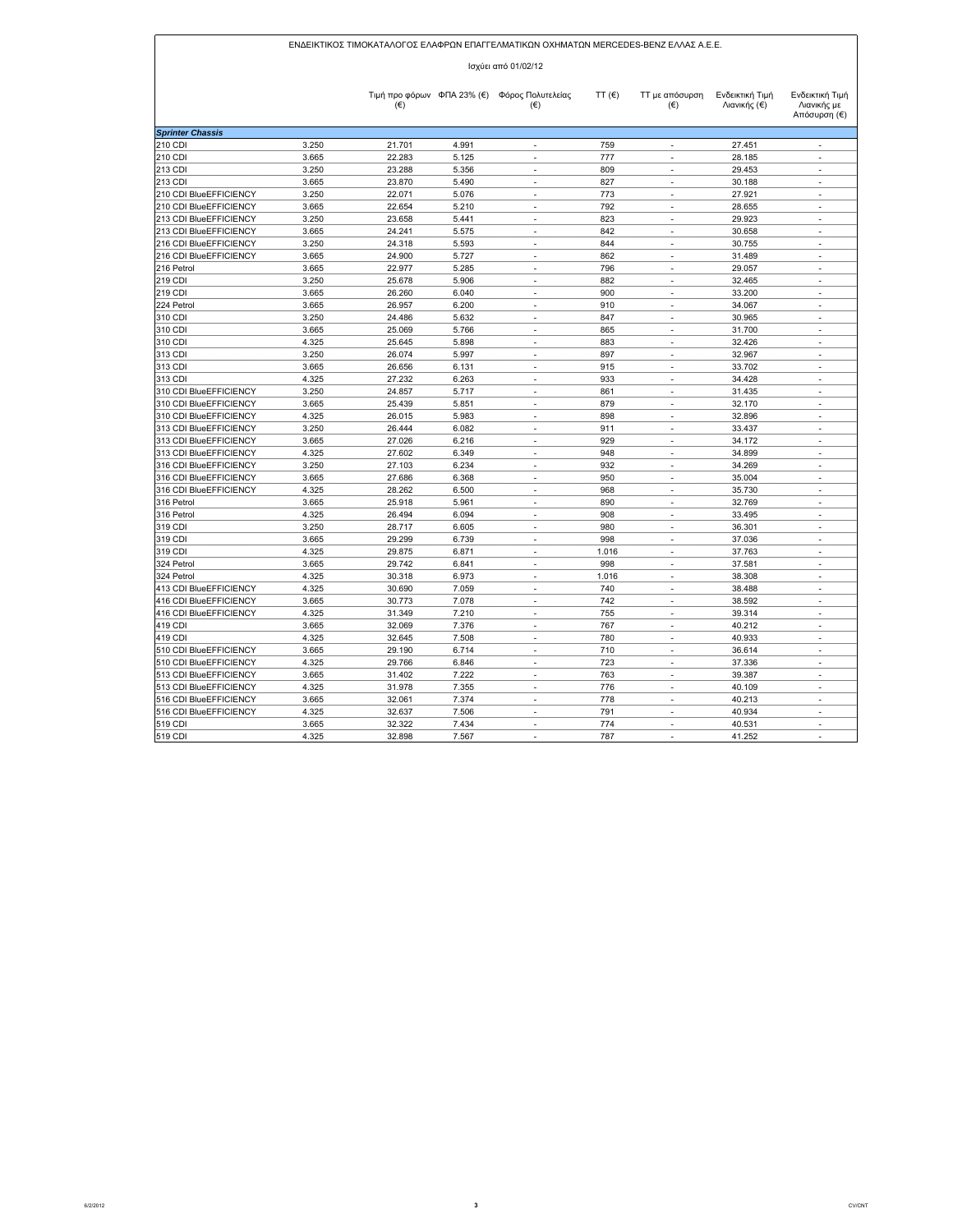ΕΝΔΕΙΚΤΙΚΟΣ ΤΙΜΟΚΑΤΑΛΟΓΟΣ ΕΛΑΦΡΩΝ ΕΠΑΓΓΕΛΜΑΤΙΚΩΝ ΟΧΗΜΑΤΩΝ MERCEDES-BENZ ΕΛΛΑΣ Α.Ε.Ε.

Ισχύει από 01/02/12

| | | Τιμή προ φόρων (€) | ΦΠΑ 23% (€) | Φόρος Πολυτελείας (€) | ΤΤ (€) | ΤΤ με απόσυρση (€) | Ενδεικτική Τιμή Λιανικής (€) | Ενδεικτική Τιμή Λιανικής με Απόσυρση (€) |
|---|---|---|---|---|---|---|---|---|
| ***Sprinter Chassis*** | | | | | | | | |
| 210 CDI | 3.250 | 21.701 | 4.991 | - | 759 | - | 27.451 | - |
| 210 CDI | 3.665 | 22.283 | 5.125 | - | 777 | - | 28.185 | - |
| 213 CDI | 3.250 | 23.288 | 5.356 | - | 809 | - | 29.453 | - |
| 213 CDI | 3.665 | 23.870 | 5.490 | - | 827 | - | 30.188 | - |
| 210 CDI BlueEFFICIENCY | 3.250 | 22.071 | 5.076 | - | 773 | - | 27.921 | - |
| 210 CDI BlueEFFICIENCY | 3.665 | 22.654 | 5.210 | - | 792 | - | 28.655 | - |
| 213 CDI BlueEFFICIENCY | 3.250 | 23.658 | 5.441 | - | 823 | - | 29.923 | - |
| 213 CDI BlueEFFICIENCY | 3.665 | 24.241 | 5.575 | - | 842 | - | 30.658 | - |
| 216 CDI BlueEFFICIENCY | 3.250 | 24.318 | 5.593 | - | 844 | - | 30.755 | - |
| 216 CDI BlueEFFICIENCY | 3.665 | 24.900 | 5.727 | - | 862 | - | 31.489 | - |
| 216 Petrol | 3.665 | 22.977 | 5.285 | - | 796 | - | 29.057 | - |
| 219 CDI | 3.250 | 25.678 | 5.906 | - | 882 | - | 32.465 | - |
| 219 CDI | 3.665 | 26.260 | 6.040 | - | 900 | - | 33.200 | - |
| 224 Petrol | 3.665 | 26.957 | 6.200 | - | 910 | - | 34.067 | - |
| 310 CDI | 3.250 | 24.486 | 5.632 | - | 847 | - | 30.965 | - |
| 310 CDI | 3.665 | 25.069 | 5.766 | - | 865 | - | 31.700 | - |
| 310 CDI | 4.325 | 25.645 | 5.898 | - | 883 | - | 32.426 | - |
| 313 CDI | 3.250 | 26.074 | 5.997 | - | 897 | - | 32.967 | - |
| 313 CDI | 3.665 | 26.656 | 6.131 | - | 915 | - | 33.702 | - |
| 313 CDI | 4.325 | 27.232 | 6.263 | - | 933 | - | 34.428 | - |
| 310 CDI BlueEFFICIENCY | 3.250 | 24.857 | 5.717 | - | 861 | - | 31.435 | - |
| 310 CDI BlueEFFICIENCY | 3.665 | 25.439 | 5.851 | - | 879 | - | 32.170 | - |
| 310 CDI BlueEFFICIENCY | 4.325 | 26.015 | 5.983 | - | 898 | - | 32.896 | - |
| 313 CDI BlueEFFICIENCY | 3.250 | 26.444 | 6.082 | - | 911 | - | 33.437 | - |
| 313 CDI BlueEFFICIENCY | 3.665 | 27.026 | 6.216 | - | 929 | - | 34.172 | - |
| 313 CDI BlueEFFICIENCY | 4.325 | 27.602 | 6.349 | - | 948 | - | 34.899 | - |
| 316 CDI BlueEFFICIENCY | 3.250 | 27.103 | 6.234 | - | 932 | - | 34.269 | - |
| 316 CDI BlueEFFICIENCY | 3.665 | 27.686 | 6.368 | - | 950 | - | 35.004 | - |
| 316 CDI BlueEFFICIENCY | 4.325 | 28.262 | 6.500 | - | 968 | - | 35.730 | - |
| 316 Petrol | 3.665 | 25.918 | 5.961 | - | 890 | - | 32.769 | - |
| 316 Petrol | 4.325 | 26.494 | 6.094 | - | 908 | - | 33.495 | - |
| 319 CDI | 3.250 | 28.717 | 6.605 | - | 980 | - | 36.301 | - |
| 319 CDI | 3.665 | 29.299 | 6.739 | - | 998 | - | 37.036 | - |
| 319 CDI | 4.325 | 29.875 | 6.871 | - | 1.016 | - | 37.763 | - |
| 324 Petrol | 3.665 | 29.742 | 6.841 | - | 998 | - | 37.581 | - |
| 324 Petrol | 4.325 | 30.318 | 6.973 | - | 1.016 | - | 38.308 | - |
| 413 CDI BlueEFFICIENCY | 4.325 | 30.690 | 7.059 | - | 740 | - | 38.488 | - |
| 416 CDI BlueEFFICIENCY | 3.665 | 30.773 | 7.078 | - | 742 | - | 38.592 | - |
| 416 CDI BlueEFFICIENCY | 4.325 | 31.349 | 7.210 | - | 755 | - | 39.314 | - |
| 419 CDI | 3.665 | 32.069 | 7.376 | - | 767 | - | 40.212 | - |
| 419 CDI | 4.325 | 32.645 | 7.508 | - | 780 | - | 40.933 | - |
| 510 CDI BlueEFFICIENCY | 3.665 | 29.190 | 6.714 | - | 710 | - | 36.614 | - |
| 510 CDI BlueEFFICIENCY | 4.325 | 29.766 | 6.846 | - | 723 | - | 37.336 | - |
| 513 CDI BlueEFFICIENCY | 3.665 | 31.402 | 7.222 | - | 763 | - | 39.387 | - |
| 513 CDI BlueEFFICIENCY | 4.325 | 31.978 | 7.355 | - | 776 | - | 40.109 | - |
| 516 CDI BlueEFFICIENCY | 3.665 | 32.061 | 7.374 | - | 778 | - | 40.213 | - |
| 516 CDI BlueEFFICIENCY | 4.325 | 32.637 | 7.506 | - | 791 | - | 40.934 | - |
| 519 CDI | 3.665 | 32.322 | 7.434 | - | 774 | - | 40.531 | - |
| 519 CDI | 4.325 | 32.898 | 7.567 | - | 787 | - | 41.252 | - |